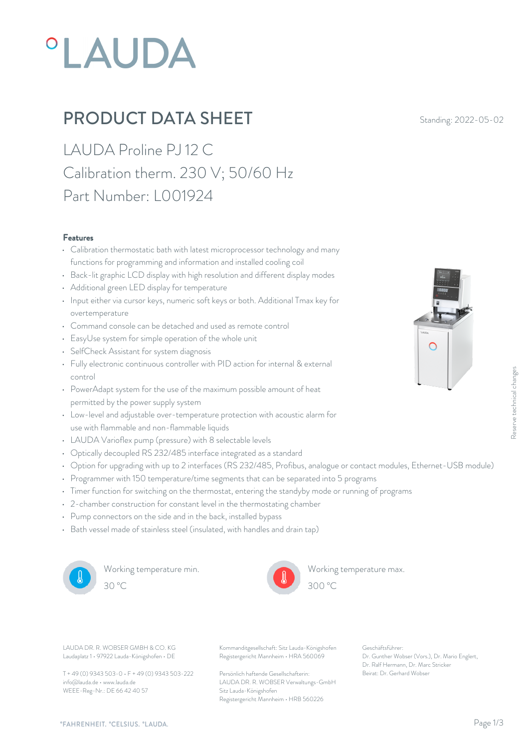# PRODUCT DATA SHEET

Standing: 2022-05-02

## LAUDA Proline PJ 12 C
## Calibration therm. 230 V; 50/60 Hz
## Part Number: L001924

### Features

- Calibration thermostatic bath with latest microprocessor technology and many functions for programming and information and installed cooling coil
- Back-lit graphic LCD display with high resolution and different display modes
- Additional green LED display for temperature
- Input either via cursor keys, numeric soft keys or both. Additional Tmax key for overtemperature
- Command console can be detached and used as remote control
- EasyUse system for simple operation of the whole unit
- SelfCheck Assistant for system diagnosis
- Fully electronic continuous controller with PID action for internal & external control
- PowerAdapt system for the use of the maximum possible amount of heat permitted by the power supply system
- Low-level and adjustable over-temperature protection with acoustic alarm for use with flammable and non-flammable liquids
- LAUDA Varioflex pump (pressure) with 8 selectable levels
- Optically decoupled RS 232/485 interface integrated as a standard
- Option for upgrading with up to 2 interfaces (RS 232/485, Profibus, analogue or contact modules, Ethernet-USB module)
- Programmer with 150 temperature/time segments that can be separated into 5 programs
- Timer function for switching on the thermostat, entering the standby mode or running of programs
- 2-chamber construction for constant level in the thermostating chamber
- Pump connectors on the side and in the back, installed bypass
- Bath vessel made of stainless steel (insulated, with handles and drain tap)

Working temperature min.
30 °C

Working temperature max.
300 °C

Reserve technical changes

LAUDA DR. R. WOBSER GMBH & CO. KG
Laudaplatz 1 • 97922 Lauda-Königshofen • DE

T + 49 (0) 9343 503-0 • F + 49 (0) 9343 503-222
info@lauda.de • www.lauda.de
WEEE-Reg-Nr.: DE 66 42 40 57

Kommanditgesellschaft: Sitz Lauda-Königshofen
Registergericht Mannheim • HRA 560069

Persönlich haftende Gesellschafterin:
LAUDA DR. R. WOBSER Verwaltungs-GmbH
Sitz Lauda-Königshofen
Registergericht Mannheim • HRB 560226

Geschäftsführer:
Dr. Gunther Wobser (Vors.), Dr. Mario Englert, Dr. Ralf Hermann, Dr. Marc Stricker
Beirat: Dr. Gerhard Wobser

°FAHRENHEIT. °CELSIUS. °LAUDA.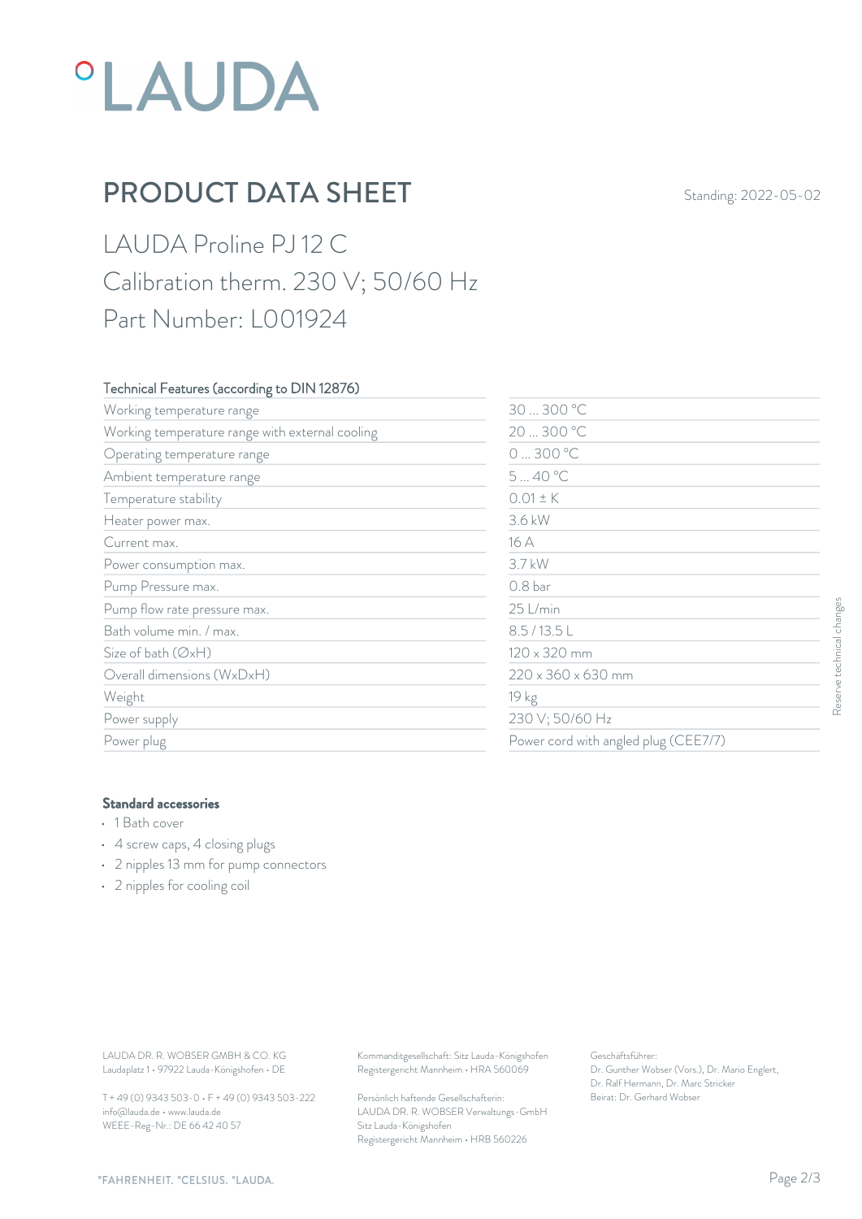# °LAUDA

## PRODUCT DATA SHEET

Standing: 2022-05-02

LAUDA Proline PJ 12 C
Calibration therm. 230 V; 50/60 Hz
Part Number: L001924

| Technical Features (according to DIN 12876) | |
|---|---|
| Working temperature range | 30 ... 300 °C |
| Working temperature range with external cooling | 20 ... 300 °C |
| Operating temperature range | 0 ... 300 °C |
| Ambient temperature range | 5 ... 40 °C |
| Temperature stability | 0.01 ± K |
| Heater power max. | 3.6 kW |
| Current max. | 16 A |
| Power consumption max. | 3.7 kW |
| Pump Pressure max. | 0.8 bar |
| Pump flow rate pressure max. | 25 L/min |
| Bath volume min. / max. | 8.5 / 13.5 L |
| Size of bath (ØxH) | 120 x 320 mm |
| Overall dimensions (WxDxH) | 220 x 360 x 630 mm |
| Weight | 19 kg |
| Power supply | 230 V; 50/60 Hz |
| Power plug | Power cord with angled plug (CEE7/7) |

Reserve technical changes

**Standard accessories**

- 1 Bath cover
- 4 screw caps, 4 closing plugs
- 2 nipples 13 mm for pump connectors
- 2 nipples for cooling coil

LAUDA DR. R. WOBSER GMBH & CO. KG
Laudaplatz 1 • 97922 Lauda-Königshofen • DE

T + 49 (0) 9343 503-0 • F + 49 (0) 9343 503-222
info@lauda.de • www.lauda.de
WEEE-Reg-Nr.: DE 66 42 40 57

Kommanditgesellschaft: Sitz Lauda-Königshofen
Registergericht Mannheim • HRA 560069

Persönlich haftende Gesellschafterin:
LAUDA DR. R. WOBSER Verwaltungs-GmbH
Sitz Lauda-Königshofen
Registergericht Mannheim • HRB 560226

Geschäftsführer:
Dr. Gunther Wobser (Vors.), Dr. Mario Englert, Dr. Ralf Hermann, Dr. Marc Stricker
Beirat: Dr. Gerhard Wobser

°FAHRENHEIT. °CELSIUS. °LAUDA.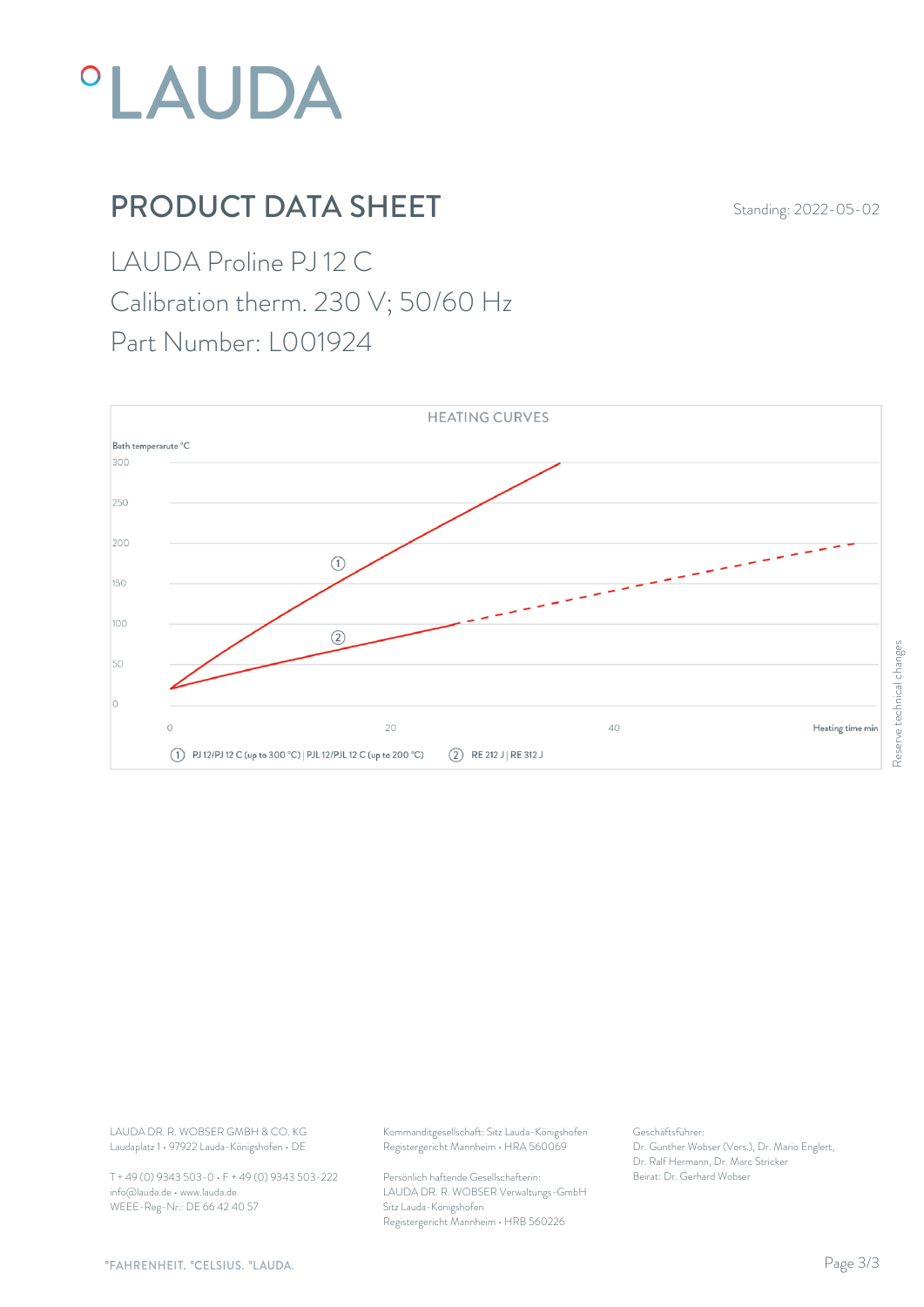# PRODUCT DATA SHEET

Standing: 2022-05-02

LAUDA Proline PJ 12 C

Calibration therm. 230 V; 50/60 Hz

Part Number: L001924

HEATING CURVES

Bath temperarute °C

300

250

200

150

100

50

0

0

20

40

Heating time min

① PJ 12/PJ 12 C (up to 300 °C) | PJL 12/PJL 12 C (up to 200 °C)

② RE 212 J | RE 312 J

Reserve technical changes

LAUDA DR. R. WOBSER GMBH & CO. KG
Laudaplatz 1 • 97922 Lauda-Königshofen • DE

T + 49 (0) 9343 503-0 • F + 49 (0) 9343 503-222
info@lauda.de • www.lauda.de
WEEE-Reg-Nr.: DE 66 42 40 57

Kommanditgesellschaft: Sitz Lauda-Königshofen
Registergericht Mannheim • HRA 560069

Persönlich haftende Gesellschafterin:
LAUDA DR. R. WOBSER Verwaltungs-GmbH
Sitz Lauda-Königshofen
Registergericht Mannheim • HRB 560226

Geschäftsführer:
Dr. Gunther Wobser (Vors.), Dr. Mario Englert,
Dr. Ralf Hermann, Dr. Marc Stricker
Beirat: Dr. Gerhard Wobser

°FAHRENHEIT. °CELSIUS. °LAUDA.